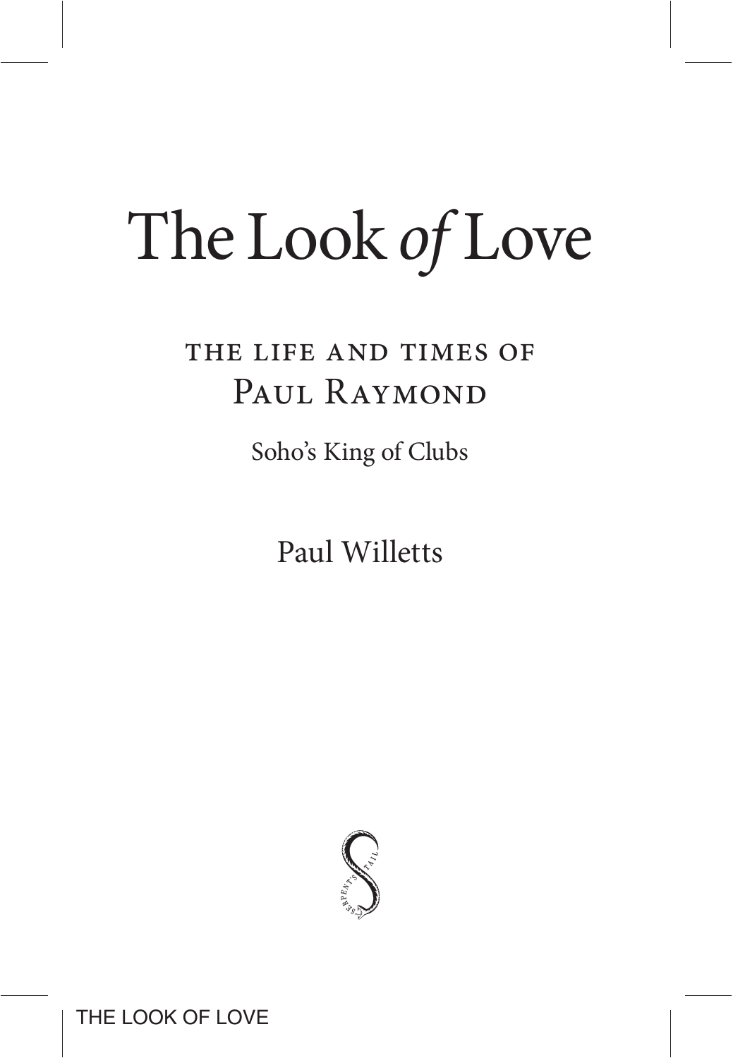# The Look *of* Love

## THE LIFE AND TIMES OF
## Paul Raymond

Soho's King of Clubs

Paul Willetts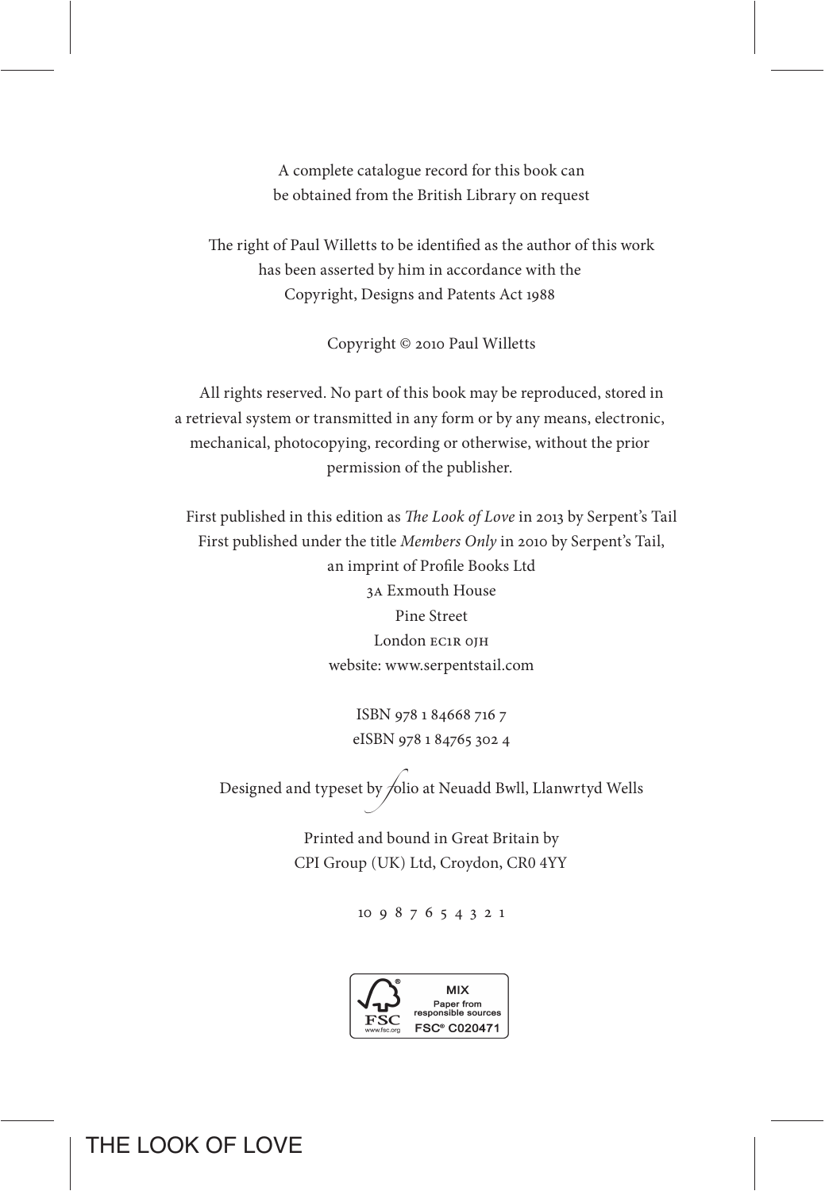A complete catalogue record for this book can be obtained from the British Library on request

The right of Paul Willetts to be identified as the author of this work has been asserted by him in accordance with the Copyright, Designs and Patents Act 1988

Copyright © 2010 Paul Willetts

All rights reserved. No part of this book may be reproduced, stored in a retrieval system or transmitted in any form or by any means, electronic, mechanical, photocopying, recording or otherwise, without the prior permission of the publisher.

First published in this edition as *The Look of Love* in 2013 by Serpent's Tail
First published under the title *Members Only* in 2010 by Serpent's Tail,
an imprint of Profile Books Ltd
3A Exmouth House
Pine Street
London EC1R 0JH
website: www.serpentstail.com

ISBN 978 1 84668 716 7
eISBN 978 1 84765 302 4

Designed and typeset by folio at Neuadd Bwll, Llanwrtyd Wells

Printed and bound in Great Britain by
CPI Group (UK) Ltd, Croydon, CR0 4YY

10 9 8 7 6 5 4 3 2 1

MIX
Paper from responsible sources
FSC® C020471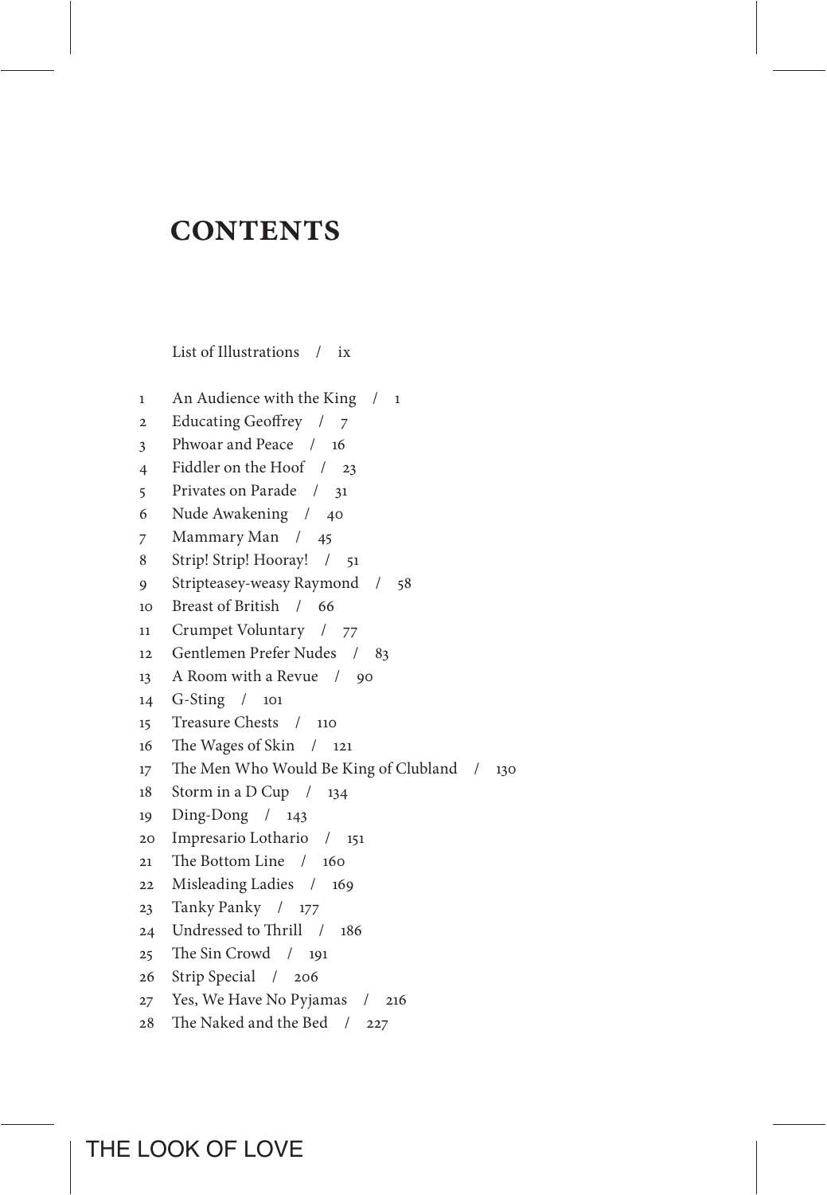# CONTENTS

List of Illustrations / ix

1 An Audience with the King / 1
2 Educating Geoffrey / 7
3 Phwoar and Peace / 16
4 Fiddler on the Hoof / 23
5 Privates on Parade / 31
6 Nude Awakening / 40
7 Mammary Man / 45
8 Strip! Strip! Hooray! / 51
9 Stripteasey-weasy Raymond / 58
10 Breast of British / 66
11 Crumpet Voluntary / 77
12 Gentlemen Prefer Nudes / 83
13 A Room with a Revue / 90
14 G-Sting / 101
15 Treasure Chests / 110
16 The Wages of Skin / 121
17 The Men Who Would Be King of Clubland / 130
18 Storm in a D Cup / 134
19 Ding-Dong / 143
20 Impresario Lothario / 151
21 The Bottom Line / 160
22 Misleading Ladies / 169
23 Tanky Panky / 177
24 Undressed to Thrill / 186
25 The Sin Crowd / 191
26 Strip Special / 206
27 Yes, We Have No Pyjamas / 216
28 The Naked and the Bed / 227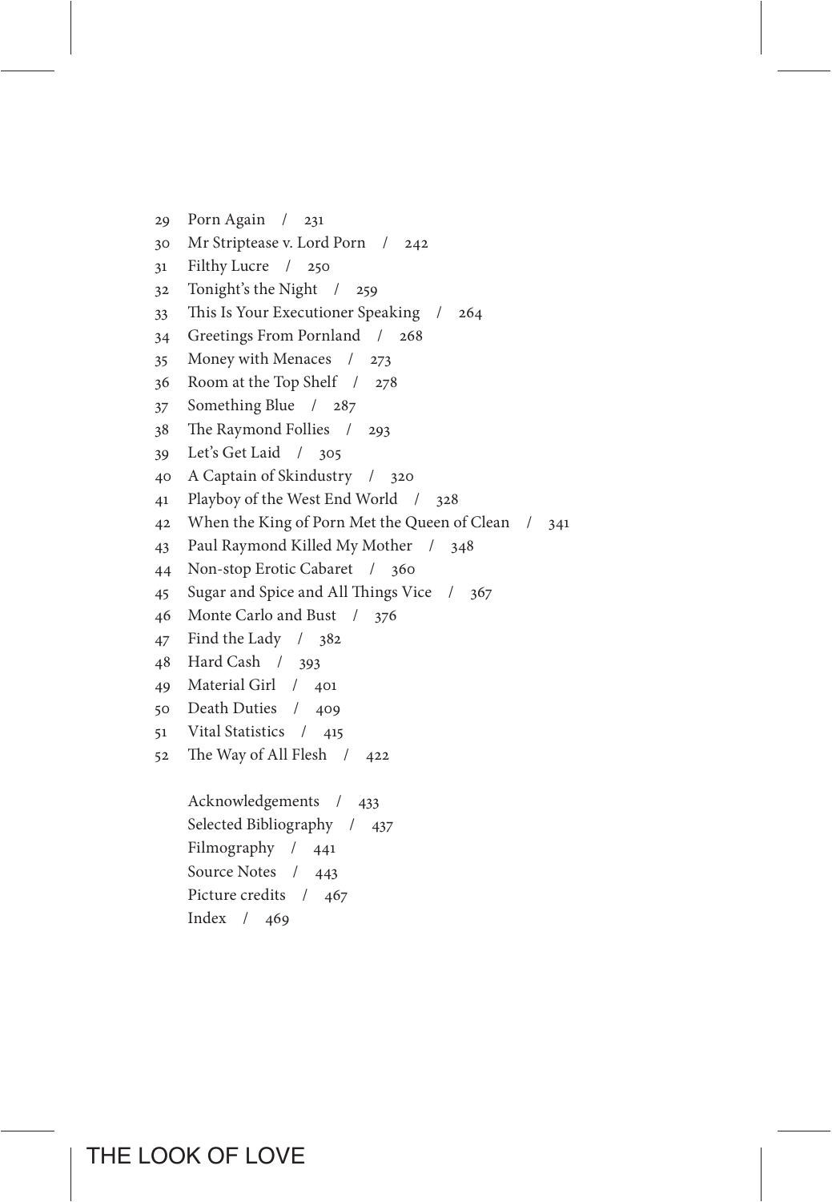29 Porn Again / 231
30 Mr Striptease v. Lord Porn / 242
31 Filthy Lucre / 250
32 Tonight's the Night / 259
33 This Is Your Executioner Speaking / 264
34 Greetings From Pornland / 268
35 Money with Menaces / 273
36 Room at the Top Shelf / 278
37 Something Blue / 287
38 The Raymond Follies / 293
39 Let's Get Laid / 305
40 A Captain of Skindustry / 320
41 Playboy of the West End World / 328
42 When the King of Porn Met the Queen of Clean / 341
43 Paul Raymond Killed My Mother / 348
44 Non-stop Erotic Cabaret / 360
45 Sugar and Spice and All Things Vice / 367
46 Monte Carlo and Bust / 376
47 Find the Lady / 382
48 Hard Cash / 393
49 Material Girl / 401
50 Death Duties / 409
51 Vital Statistics / 415
52 The Way of All Flesh / 422

Acknowledgements / 433
Selected Bibliography / 437
Filmography / 441
Source Notes / 443
Picture credits / 467
Index / 469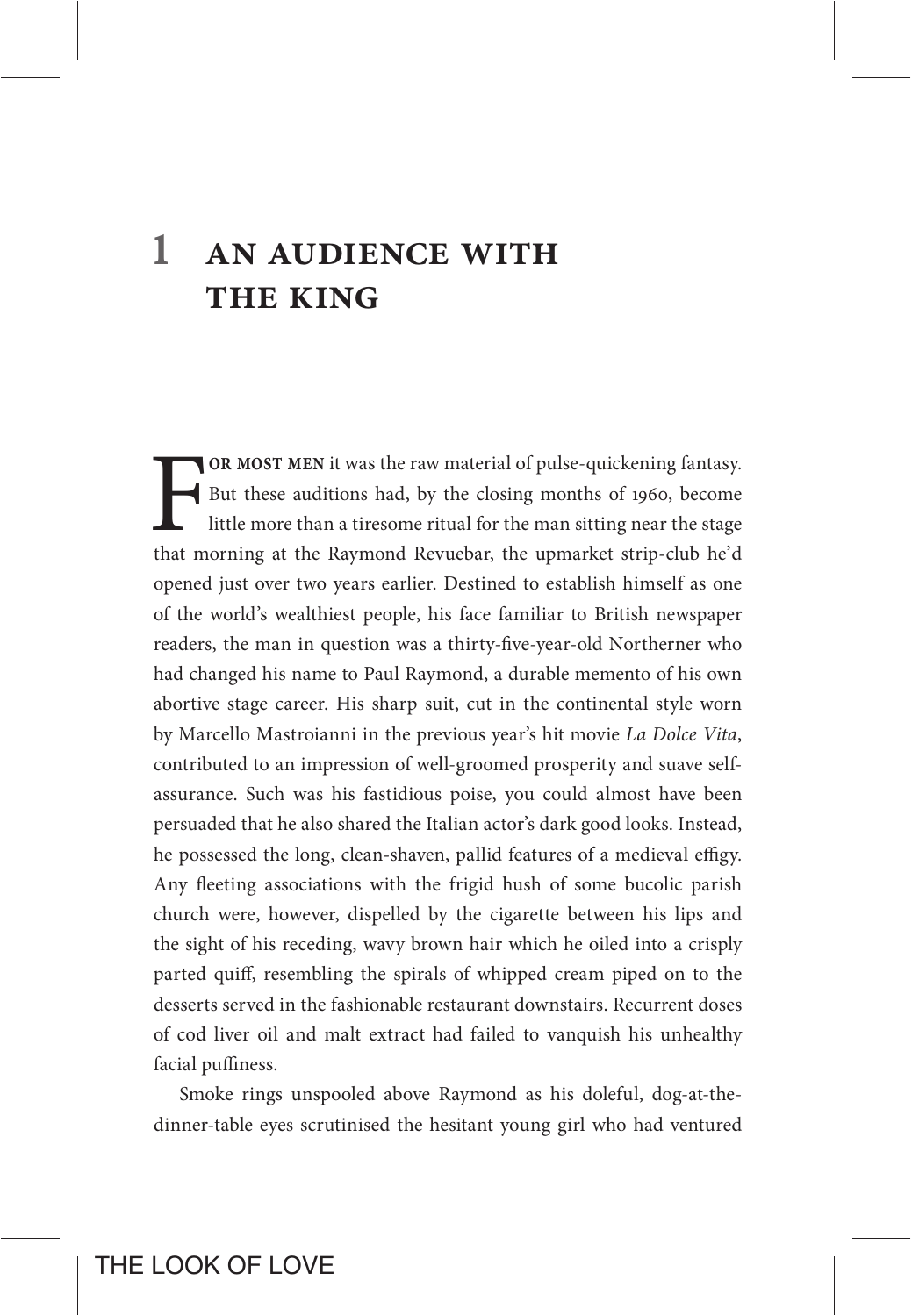# 1 AN AUDIENCE WITH THE KING

**FOR MOST MEN** it was the raw material of pulse-quickening fantasy. But these auditions had, by the closing months of 1960, become little more than a tiresome ritual for the man sitting near the stage that morning at the Raymond Revuebar, the upmarket strip-club he'd opened just over two years earlier. Destined to establish himself as one of the world's wealthiest people, his face familiar to British newspaper readers, the man in question was a thirty-five-year-old Northerner who had changed his name to Paul Raymond, a durable memento of his own abortive stage career. His sharp suit, cut in the continental style worn by Marcello Mastroianni in the previous year's hit movie *La Dolce Vita*, contributed to an impression of well-groomed prosperity and suave self-assurance. Such was his fastidious poise, you could almost have been persuaded that he also shared the Italian actor's dark good looks. Instead, he possessed the long, clean-shaven, pallid features of a medieval effigy. Any fleeting associations with the frigid hush of some bucolic parish church were, however, dispelled by the cigarette between his lips and the sight of his receding, wavy brown hair which he oiled into a crisply parted quiff, resembling the spirals of whipped cream piped on to the desserts served in the fashionable restaurant downstairs. Recurrent doses of cod liver oil and malt extract had failed to vanquish his unhealthy facial puffiness.

Smoke rings unspooled above Raymond as his doleful, dog-at-the-dinner-table eyes scrutinised the hesitant young girl who had ventured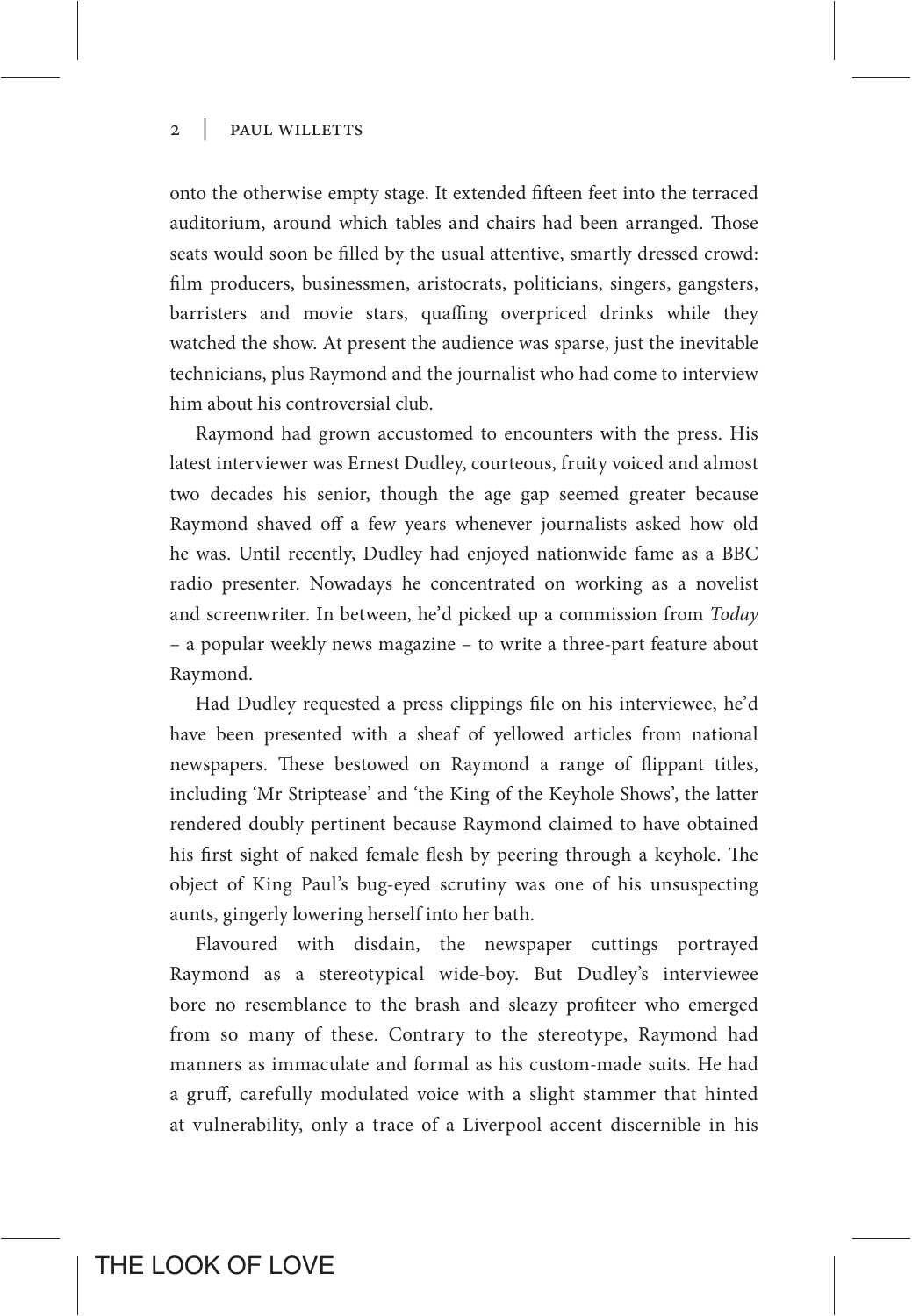onto the otherwise empty stage. It extended fifteen feet into the terraced auditorium, around which tables and chairs had been arranged. Those seats would soon be filled by the usual attentive, smartly dressed crowd: film producers, businessmen, aristocrats, politicians, singers, gangsters, barristers and movie stars, quaffing overpriced drinks while they watched the show. At present the audience was sparse, just the inevitable technicians, plus Raymond and the journalist who had come to interview him about his controversial club.

Raymond had grown accustomed to encounters with the press. His latest interviewer was Ernest Dudley, courteous, fruity voiced and almost two decades his senior, though the age gap seemed greater because Raymond shaved off a few years whenever journalists asked how old he was. Until recently, Dudley had enjoyed nationwide fame as a BBC radio presenter. Nowadays he concentrated on working as a novelist and screenwriter. In between, he'd picked up a commission from *Today* – a popular weekly news magazine – to write a three-part feature about Raymond.

Had Dudley requested a press clippings file on his interviewee, he'd have been presented with a sheaf of yellowed articles from national newspapers. These bestowed on Raymond a range of flippant titles, including 'Mr Striptease' and 'the King of the Keyhole Shows', the latter rendered doubly pertinent because Raymond claimed to have obtained his first sight of naked female flesh by peering through a keyhole. The object of King Paul's bug-eyed scrutiny was one of his unsuspecting aunts, gingerly lowering herself into her bath.

Flavoured with disdain, the newspaper cuttings portrayed Raymond as a stereotypical wide-boy. But Dudley's interviewee bore no resemblance to the brash and sleazy profiteer who emerged from so many of these. Contrary to the stereotype, Raymond had manners as immaculate and formal as his custom-made suits. He had a gruff, carefully modulated voice with a slight stammer that hinted at vulnerability, only a trace of a Liverpool accent discernible in his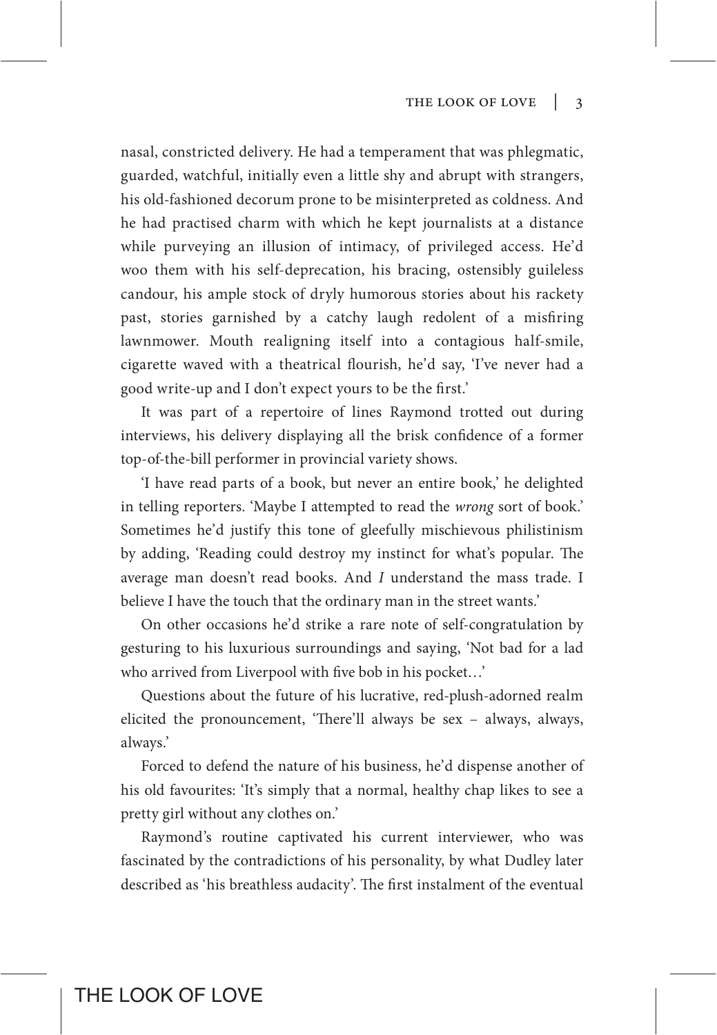nasal, constricted delivery. He had a temperament that was phlegmatic, guarded, watchful, initially even a little shy and abrupt with strangers, his old-fashioned decorum prone to be misinterpreted as coldness. And he had practised charm with which he kept journalists at a distance while purveying an illusion of intimacy, of privileged access. He'd woo them with his self-deprecation, his bracing, ostensibly guileless candour, his ample stock of dryly humorous stories about his rackety past, stories garnished by a catchy laugh redolent of a misfiring lawnmower. Mouth realigning itself into a contagious half-smile, cigarette waved with a theatrical flourish, he'd say, 'I've never had a good write-up and I don't expect yours to be the first.'

It was part of a repertoire of lines Raymond trotted out during interviews, his delivery displaying all the brisk confidence of a former top-of-the-bill performer in provincial variety shows.

'I have read parts of a book, but never an entire book,' he delighted in telling reporters. 'Maybe I attempted to read the *wrong* sort of book.' Sometimes he'd justify this tone of gleefully mischievous philistinism by adding, 'Reading could destroy my instinct for what's popular. The average man doesn't read books. And *I* understand the mass trade. I believe I have the touch that the ordinary man in the street wants.'

On other occasions he'd strike a rare note of self-congratulation by gesturing to his luxurious surroundings and saying, 'Not bad for a lad who arrived from Liverpool with five bob in his pocket…'

Questions about the future of his lucrative, red-plush-adorned realm elicited the pronouncement, 'There'll always be sex – always, always, always.'

Forced to defend the nature of his business, he'd dispense another of his old favourites: 'It's simply that a normal, healthy chap likes to see a pretty girl without any clothes on.'

Raymond's routine captivated his current interviewer, who was fascinated by the contradictions of his personality, by what Dudley later described as 'his breathless audacity'. The first instalment of the eventual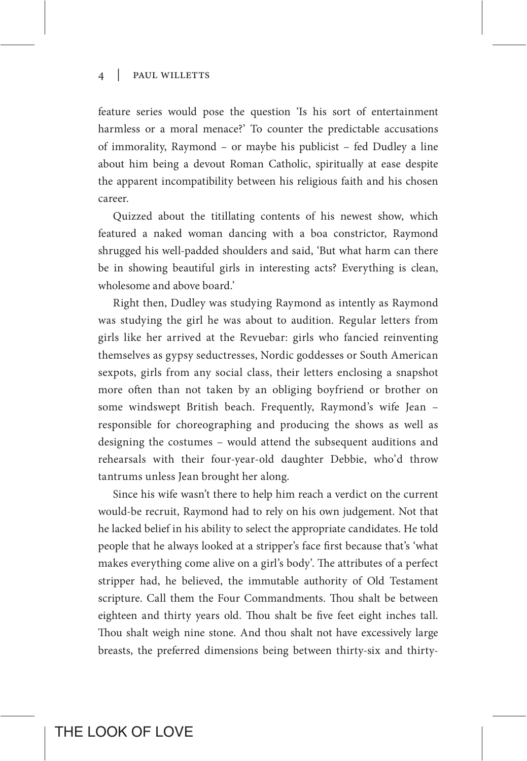feature series would pose the question 'Is his sort of entertainment harmless or a moral menace?' To counter the predictable accusations of immorality, Raymond – or maybe his publicist – fed Dudley a line about him being a devout Roman Catholic, spiritually at ease despite the apparent incompatibility between his religious faith and his chosen career.

Quizzed about the titillating contents of his newest show, which featured a naked woman dancing with a boa constrictor, Raymond shrugged his well-padded shoulders and said, 'But what harm can there be in showing beautiful girls in interesting acts? Everything is clean, wholesome and above board.'

Right then, Dudley was studying Raymond as intently as Raymond was studying the girl he was about to audition. Regular letters from girls like her arrived at the Revuebar: girls who fancied reinventing themselves as gypsy seductresses, Nordic goddesses or South American sexpots, girls from any social class, their letters enclosing a snapshot more often than not taken by an obliging boyfriend or brother on some windswept British beach. Frequently, Raymond's wife Jean – responsible for choreographing and producing the shows as well as designing the costumes – would attend the subsequent auditions and rehearsals with their four-year-old daughter Debbie, who'd throw tantrums unless Jean brought her along.

Since his wife wasn't there to help him reach a verdict on the current would-be recruit, Raymond had to rely on his own judgement. Not that he lacked belief in his ability to select the appropriate candidates. He told people that he always looked at a stripper's face first because that's 'what makes everything come alive on a girl's body'. The attributes of a perfect stripper had, he believed, the immutable authority of Old Testament scripture. Call them the Four Commandments. Thou shalt be between eighteen and thirty years old. Thou shalt be five feet eight inches tall. Thou shalt weigh nine stone. And thou shalt not have excessively large breasts, the preferred dimensions being between thirty-six and thirty-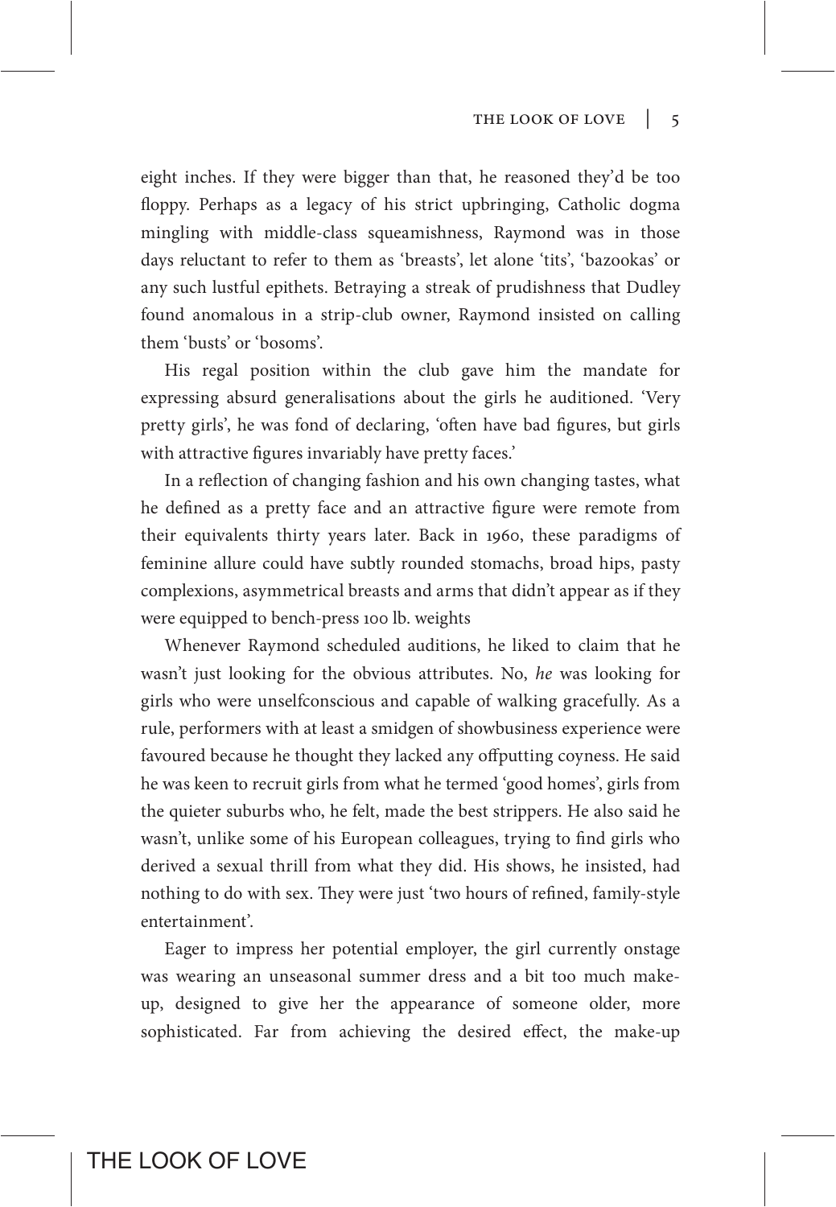eight inches. If they were bigger than that, he reasoned they'd be too floppy. Perhaps as a legacy of his strict upbringing, Catholic dogma mingling with middle-class squeamishness, Raymond was in those days reluctant to refer to them as 'breasts', let alone 'tits', 'bazookas' or any such lustful epithets. Betraying a streak of prudishness that Dudley found anomalous in a strip-club owner, Raymond insisted on calling them 'busts' or 'bosoms'.

His regal position within the club gave him the mandate for expressing absurd generalisations about the girls he auditioned. 'Very pretty girls', he was fond of declaring, 'often have bad figures, but girls with attractive figures invariably have pretty faces.'

In a reflection of changing fashion and his own changing tastes, what he defined as a pretty face and an attractive figure were remote from their equivalents thirty years later. Back in 1960, these paradigms of feminine allure could have subtly rounded stomachs, broad hips, pasty complexions, asymmetrical breasts and arms that didn't appear as if they were equipped to bench-press 100 lb. weights

Whenever Raymond scheduled auditions, he liked to claim that he wasn't just looking for the obvious attributes. No, *he* was looking for girls who were unselfconscious and capable of walking gracefully. As a rule, performers with at least a smidgen of showbusiness experience were favoured because he thought they lacked any offputting coyness. He said he was keen to recruit girls from what he termed 'good homes', girls from the quieter suburbs who, he felt, made the best strippers. He also said he wasn't, unlike some of his European colleagues, trying to find girls who derived a sexual thrill from what they did. His shows, he insisted, had nothing to do with sex. They were just 'two hours of refined, family-style entertainment'.

Eager to impress her potential employer, the girl currently onstage was wearing an unseasonal summer dress and a bit too much make-up, designed to give her the appearance of someone older, more sophisticated. Far from achieving the desired effect, the make-up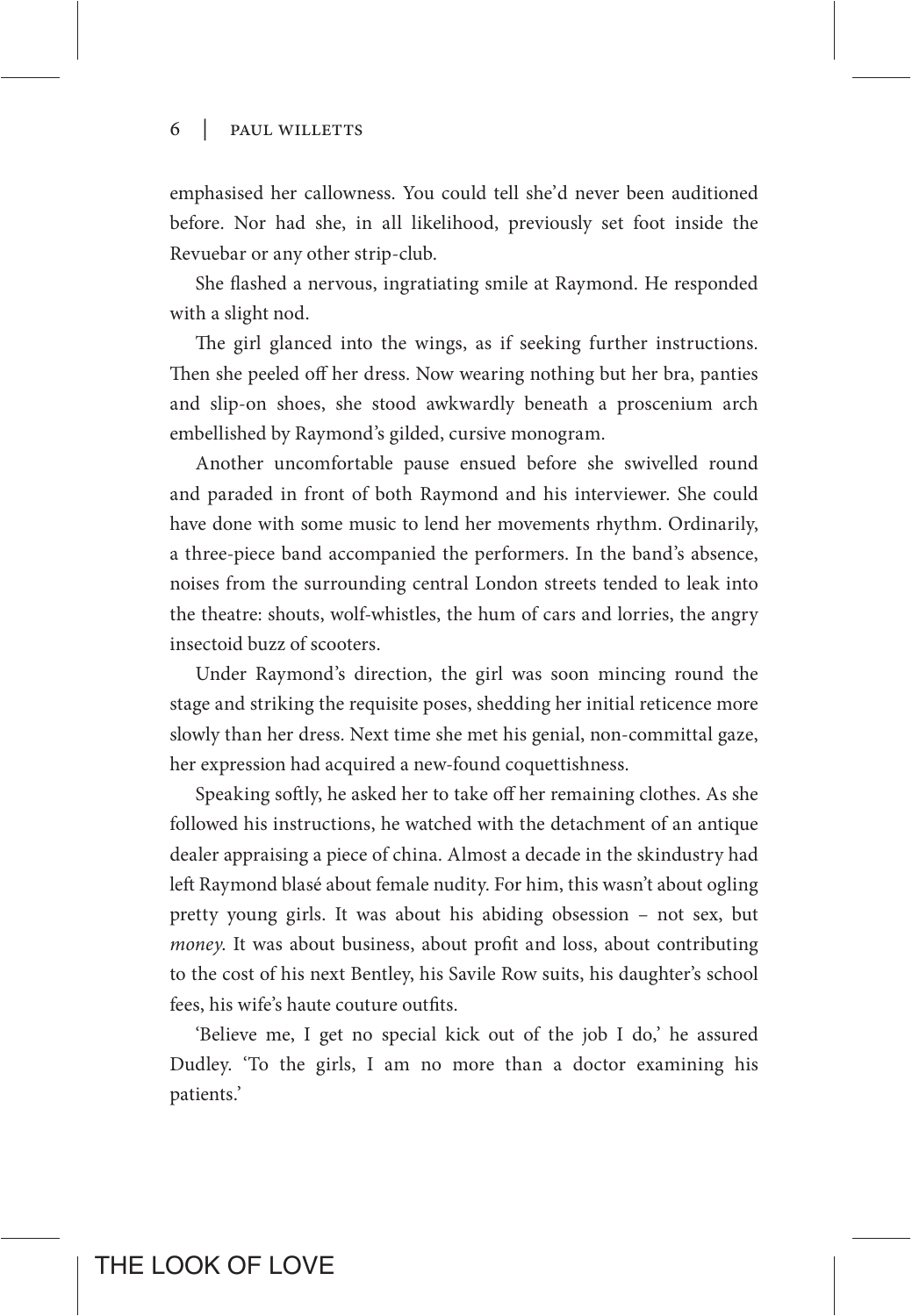emphasised her callowness. You could tell she'd never been auditioned before. Nor had she, in all likelihood, previously set foot inside the Revuebar or any other strip-club.

She flashed a nervous, ingratiating smile at Raymond. He responded with a slight nod.

The girl glanced into the wings, as if seeking further instructions. Then she peeled off her dress. Now wearing nothing but her bra, panties and slip-on shoes, she stood awkwardly beneath a proscenium arch embellished by Raymond's gilded, cursive monogram.

Another uncomfortable pause ensued before she swivelled round and paraded in front of both Raymond and his interviewer. She could have done with some music to lend her movements rhythm. Ordinarily, a three-piece band accompanied the performers. In the band's absence, noises from the surrounding central London streets tended to leak into the theatre: shouts, wolf-whistles, the hum of cars and lorries, the angry insectoid buzz of scooters.

Under Raymond's direction, the girl was soon mincing round the stage and striking the requisite poses, shedding her initial reticence more slowly than her dress. Next time she met his genial, non-committal gaze, her expression had acquired a new-found coquettishness.

Speaking softly, he asked her to take off her remaining clothes. As she followed his instructions, he watched with the detachment of an antique dealer appraising a piece of china. Almost a decade in the skindustry had left Raymond blasé about female nudity. For him, this wasn't about ogling pretty young girls. It was about his abiding obsession – not sex, but *money*. It was about business, about profit and loss, about contributing to the cost of his next Bentley, his Savile Row suits, his daughter's school fees, his wife's haute couture outfits.

'Believe me, I get no special kick out of the job I do,' he assured Dudley. 'To the girls, I am no more than a doctor examining his patients.'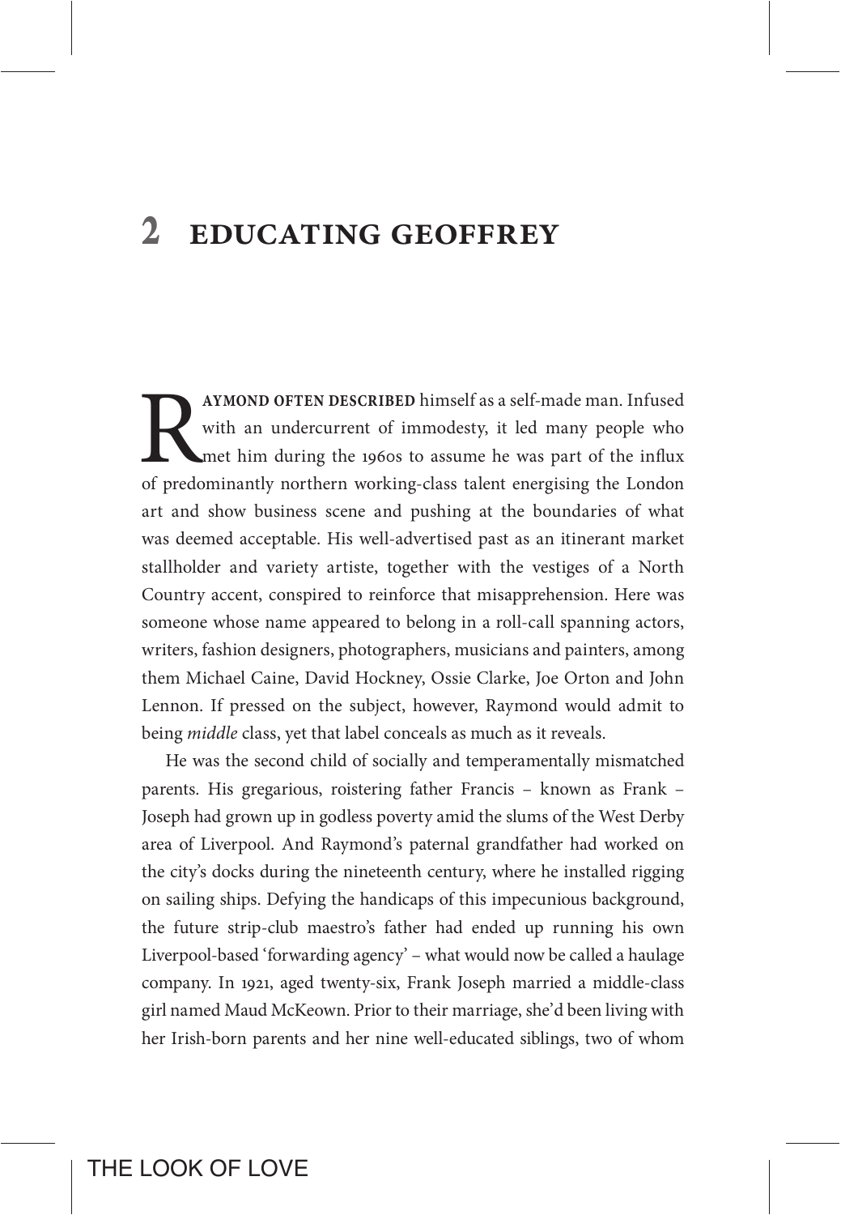## 2 EDUCATING GEOFFREY

**RAYMOND OFTEN DESCRIBED** himself as a self-made man. Infused with an undercurrent of immodesty, it led many people who met him during the 1960s to assume he was part of the influx of predominantly northern working-class talent energising the London art and show business scene and pushing at the boundaries of what was deemed acceptable. His well-advertised past as an itinerant market stallholder and variety artiste, together with the vestiges of a North Country accent, conspired to reinforce that misapprehension. Here was someone whose name appeared to belong in a roll-call spanning actors, writers, fashion designers, photographers, musicians and painters, among them Michael Caine, David Hockney, Ossie Clarke, Joe Orton and John Lennon. If pressed on the subject, however, Raymond would admit to being *middle* class, yet that label conceals as much as it reveals.

He was the second child of socially and temperamentally mismatched parents. His gregarious, roistering father Francis – known as Frank – Joseph had grown up in godless poverty amid the slums of the West Derby area of Liverpool. And Raymond's paternal grandfather had worked on the city's docks during the nineteenth century, where he installed rigging on sailing ships. Defying the handicaps of this impecunious background, the future strip-club maestro's father had ended up running his own Liverpool-based 'forwarding agency' – what would now be called a haulage company. In 1921, aged twenty-six, Frank Joseph married a middle-class girl named Maud McKeown. Prior to their marriage, she'd been living with her Irish-born parents and her nine well-educated siblings, two of whom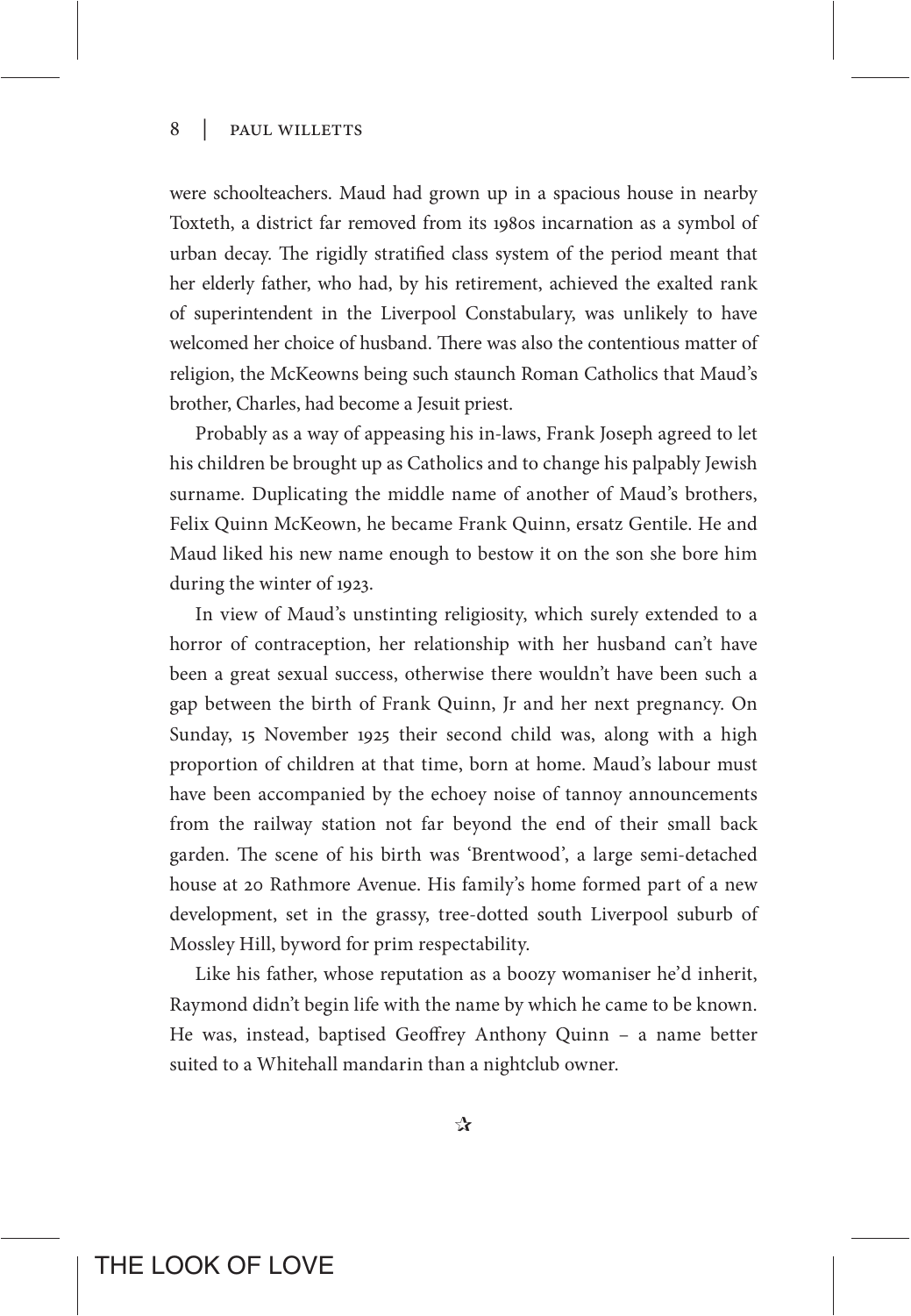were schoolteachers. Maud had grown up in a spacious house in nearby Toxteth, a district far removed from its 1980s incarnation as a symbol of urban decay. The rigidly stratified class system of the period meant that her elderly father, who had, by his retirement, achieved the exalted rank of superintendent in the Liverpool Constabulary, was unlikely to have welcomed her choice of husband. There was also the contentious matter of religion, the McKeowns being such staunch Roman Catholics that Maud's brother, Charles, had become a Jesuit priest.

Probably as a way of appeasing his in-laws, Frank Joseph agreed to let his children be brought up as Catholics and to change his palpably Jewish surname. Duplicating the middle name of another of Maud's brothers, Felix Quinn McKeown, he became Frank Quinn, ersatz Gentile. He and Maud liked his new name enough to bestow it on the son she bore him during the winter of 1923.

In view of Maud's unstinting religiosity, which surely extended to a horror of contraception, her relationship with her husband can't have been a great sexual success, otherwise there wouldn't have been such a gap between the birth of Frank Quinn, Jr and her next pregnancy. On Sunday, 15 November 1925 their second child was, along with a high proportion of children at that time, born at home. Maud's labour must have been accompanied by the echoey noise of tannoy announcements from the railway station not far beyond the end of their small back garden. The scene of his birth was 'Brentwood', a large semi-detached house at 20 Rathmore Avenue. His family's home formed part of a new development, set in the grassy, tree-dotted south Liverpool suburb of Mossley Hill, byword for prim respectability.

Like his father, whose reputation as a boozy womaniser he'd inherit, Raymond didn't begin life with the name by which he came to be known. He was, instead, baptised Geoffrey Anthony Quinn – a name better suited to a Whitehall mandarin than a nightclub owner.

☆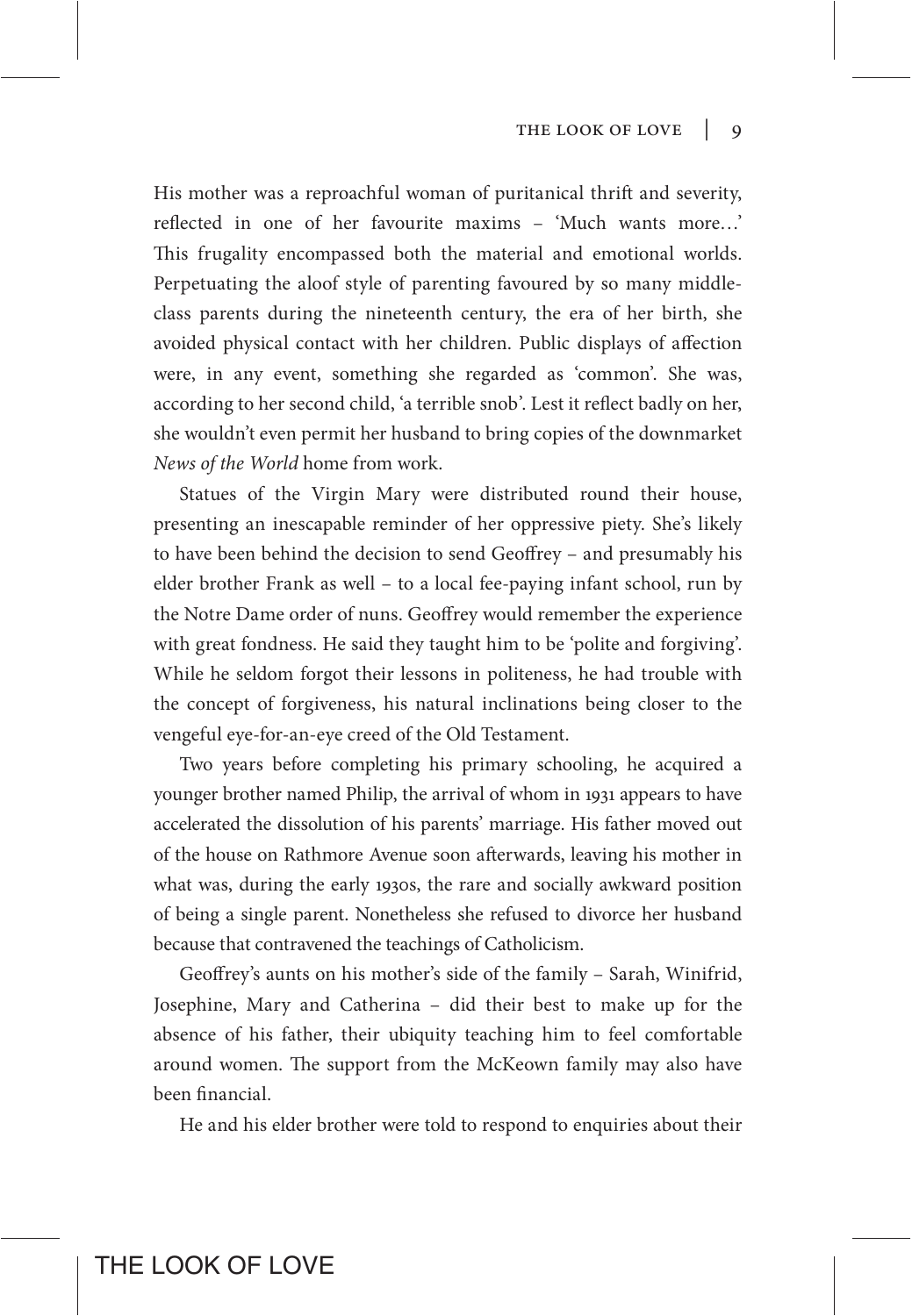His mother was a reproachful woman of puritanical thrift and severity, reflected in one of her favourite maxims – 'Much wants more…' This frugality encompassed both the material and emotional worlds. Perpetuating the aloof style of parenting favoured by so many middle-class parents during the nineteenth century, the era of her birth, she avoided physical contact with her children. Public displays of affection were, in any event, something she regarded as 'common'. She was, according to her second child, 'a terrible snob'. Lest it reflect badly on her, she wouldn't even permit her husband to bring copies of the downmarket *News of the World* home from work.

Statues of the Virgin Mary were distributed round their house, presenting an inescapable reminder of her oppressive piety. She's likely to have been behind the decision to send Geoffrey – and presumably his elder brother Frank as well – to a local fee-paying infant school, run by the Notre Dame order of nuns. Geoffrey would remember the experience with great fondness. He said they taught him to be 'polite and forgiving'. While he seldom forgot their lessons in politeness, he had trouble with the concept of forgiveness, his natural inclinations being closer to the vengeful eye-for-an-eye creed of the Old Testament.

Two years before completing his primary schooling, he acquired a younger brother named Philip, the arrival of whom in 1931 appears to have accelerated the dissolution of his parents' marriage. His father moved out of the house on Rathmore Avenue soon afterwards, leaving his mother in what was, during the early 1930s, the rare and socially awkward position of being a single parent. Nonetheless she refused to divorce her husband because that contravened the teachings of Catholicism.

Geoffrey's aunts on his mother's side of the family – Sarah, Winifrid, Josephine, Mary and Catherina – did their best to make up for the absence of his father, their ubiquity teaching him to feel comfortable around women. The support from the McKeown family may also have been financial.

He and his elder brother were told to respond to enquiries about their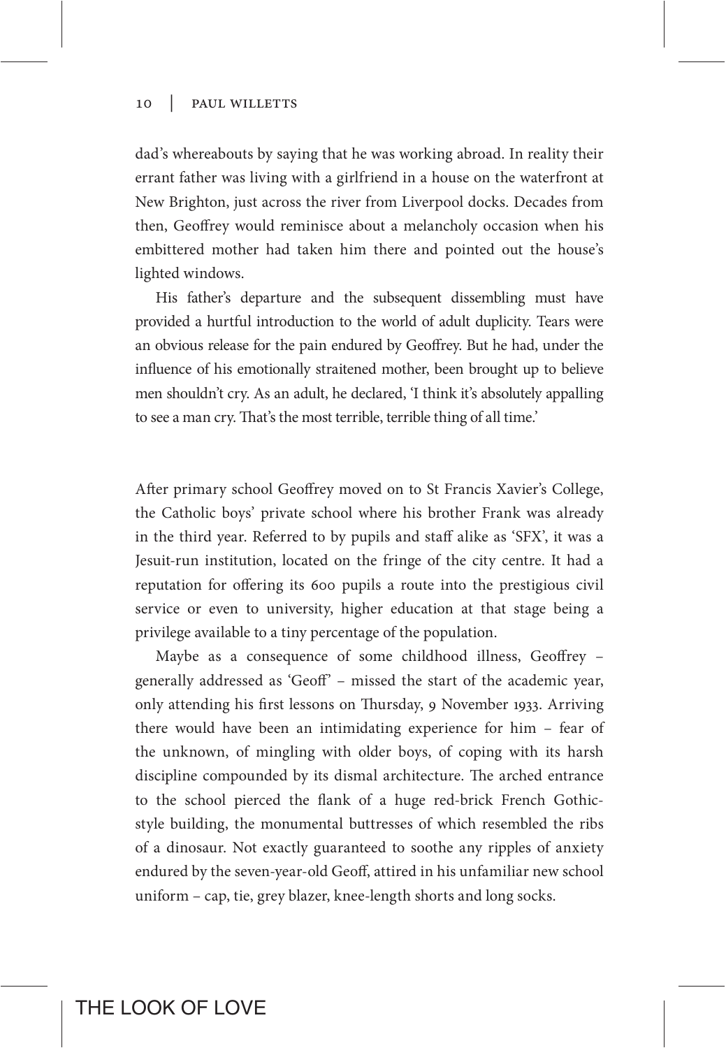dad's whereabouts by saying that he was working abroad. In reality their errant father was living with a girlfriend in a house on the waterfront at New Brighton, just across the river from Liverpool docks. Decades from then, Geoffrey would reminisce about a melancholy occasion when his embittered mother had taken him there and pointed out the house's lighted windows.

His father's departure and the subsequent dissembling must have provided a hurtful introduction to the world of adult duplicity. Tears were an obvious release for the pain endured by Geoffrey. But he had, under the influence of his emotionally straitened mother, been brought up to believe men shouldn't cry. As an adult, he declared, 'I think it's absolutely appalling to see a man cry. That's the most terrible, terrible thing of all time.'

After primary school Geoffrey moved on to St Francis Xavier's College, the Catholic boys' private school where his brother Frank was already in the third year. Referred to by pupils and staff alike as 'SFX', it was a Jesuit-run institution, located on the fringe of the city centre. It had a reputation for offering its 600 pupils a route into the prestigious civil service or even to university, higher education at that stage being a privilege available to a tiny percentage of the population.

Maybe as a consequence of some childhood illness, Geoffrey – generally addressed as 'Geoff' – missed the start of the academic year, only attending his first lessons on Thursday, 9 November 1933. Arriving there would have been an intimidating experience for him – fear of the unknown, of mingling with older boys, of coping with its harsh discipline compounded by its dismal architecture. The arched entrance to the school pierced the flank of a huge red-brick French Gothic-style building, the monumental buttresses of which resembled the ribs of a dinosaur. Not exactly guaranteed to soothe any ripples of anxiety endured by the seven-year-old Geoff, attired in his unfamiliar new school uniform – cap, tie, grey blazer, knee-length shorts and long socks.